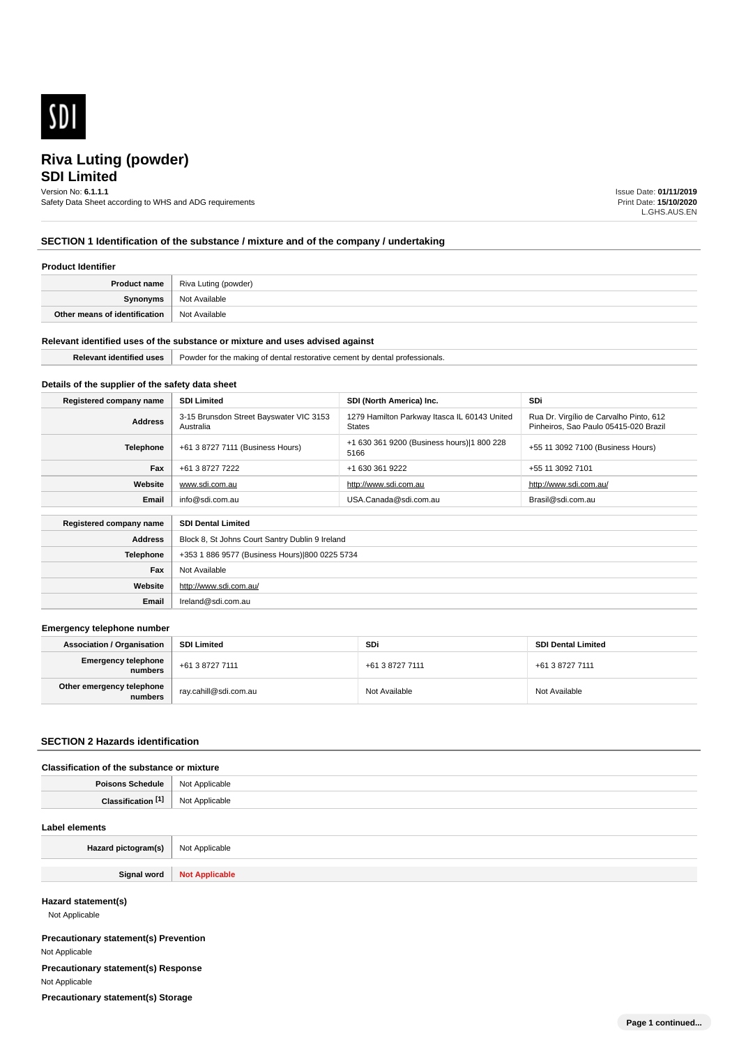# Riva Luting (powder)

## SDI Limited

Version No: **6.1.1.1**
Safety Data Sheet according to WHS and ADG requirements

Issue Date: **01/11/2019**
Print Date: **15/10/2020**
L.GHS.AUS.EN

## SECTION 1 Identification of the substance / mixture and of the company / undertaking

### Product Identifier

| | |
|---|---|
| **Product name** | Riva Luting (powder) |
| **Synonyms** | Not Available |
| **Other means of identification** | Not Available |

### Relevant identified uses of the substance or mixture and uses advised against

| | |
|---|---|
| **Relevant identified uses** | Powder for the making of dental restorative cement by dental professionals. |

### Details of the supplier of the safety data sheet

| **Registered company name** | **SDI Limited** | **SDI (North America) Inc.** | **SDi** |
|---|---|---|---|
| **Address** | 3-15 Brunsdon Street Bayswater VIC 3153 Australia | 1279 Hamilton Parkway Itasca IL 60143 United States | Rua Dr. Virgílio de Carvalho Pinto, 612 Pinheiros, Sao Paulo 05415-020 Brazil |
| **Telephone** | +61 3 8727 7111 (Business Hours) | +1 630 361 9200 (Business hours)\|1 800 228 5166 | +55 11 3092 7100 (Business Hours) |
| **Fax** | +61 3 8727 7222 | +1 630 361 9222 | +55 11 3092 7101 |
| **Website** | www.sdi.com.au | http://www.sdi.com.au | http://www.sdi.com.au/ |
| **Email** | info@sdi.com.au | USA.Canada@sdi.com.au | Brasil@sdi.com.au |

| **Registered company name** | **SDI Dental Limited** |
|---|---|
| **Address** | Block 8, St Johns Court Santry Dublin 9 Ireland |
| **Telephone** | +353 1 886 9577 (Business Hours)\|800 0225 5734 |
| **Fax** | Not Available |
| **Website** | http://www.sdi.com.au/ |
| **Email** | Ireland@sdi.com.au |

### Emergency telephone number

| **Association / Organisation** | **SDI Limited** | **SDi** | **SDI Dental Limited** |
|---|---|---|---|
| **Emergency telephone numbers** | +61 3 8727 7111 | +61 3 8727 7111 | +61 3 8727 7111 |
| **Other emergency telephone numbers** | ray.cahill@sdi.com.au | Not Available | Not Available |

## SECTION 2 Hazards identification

### Classification of the substance or mixture

| | |
|---|---|
| **Poisons Schedule** | Not Applicable |
| **Classification [1]** | Not Applicable |

### Label elements

| | |
|---|---|
| **Hazard pictogram(s)** | Not Applicable |
| **Signal word** | **Not Applicable** |

### Hazard statement(s)

Not Applicable

### Precautionary statement(s) Prevention

Not Applicable

### Precautionary statement(s) Response

Not Applicable

### Precautionary statement(s) Storage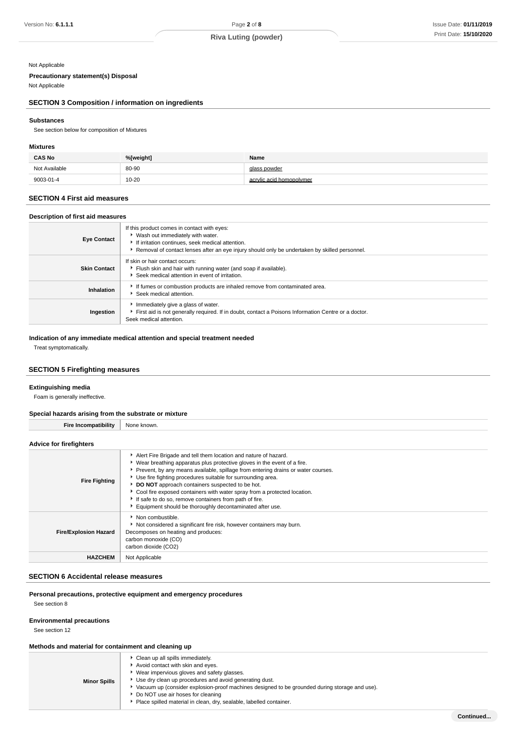Not Applicable

**Precautionary statement(s) Disposal**

Not Applicable

## SECTION 3 Composition / information on ingredients

### Substances

See section below for composition of Mixtures

### Mixtures

| CAS No | %[weight] | Name |
|---|---|---|
| Not Available | 80-90 | glass powder |
| 9003-01-4 | 10-20 | acrylic acid homopolymer |

## SECTION 4 First aid measures

### Description of first aid measures

| | |
|---|---|
| **Eye Contact** | If this product comes in contact with eyes:<br>‣ Wash out immediately with water.<br>‣ If irritation continues, seek medical attention.<br>‣ Removal of contact lenses after an eye injury should only be undertaken by skilled personnel. |
| **Skin Contact** | If skin or hair contact occurs:<br>‣ Flush skin and hair with running water (and soap if available).<br>‣ Seek medical attention in event of irritation. |
| **Inhalation** | ‣ If fumes or combustion products are inhaled remove from contaminated area.<br>‣ Seek medical attention. |
| **Ingestion** | ‣ Immediately give a glass of water.<br>‣ First aid is not generally required. If in doubt, contact a Poisons Information Centre or a doctor.<br>Seek medical attention. |

### Indication of any immediate medical attention and special treatment needed

Treat symptomatically.

## SECTION 5 Firefighting measures

### Extinguishing media

Foam is generally ineffective.

### Special hazards arising from the substrate or mixture

| | |
|---|---|
| **Fire Incompatibility** | None known. |

### Advice for firefighters

| | |
|---|---|
| **Fire Fighting** | ‣ Alert Fire Brigade and tell them location and nature of hazard.<br>‣ Wear breathing apparatus plus protective gloves in the event of a fire.<br>‣ Prevent, by any means available, spillage from entering drains or water courses.<br>‣ Use fire fighting procedures suitable for surrounding area.<br>‣ **DO NOT** approach containers suspected to be hot.<br>‣ Cool fire exposed containers with water spray from a protected location.<br>‣ If safe to do so, remove containers from path of fire.<br>‣ Equipment should be thoroughly decontaminated after use. |
| **Fire/Explosion Hazard** | ‣ Non combustible.<br>‣ Not considered a significant fire risk, however containers may burn.<br>Decomposes on heating and produces:<br>carbon monoxide (CO)<br>carbon dioxide ($CO_2$) |
| **HAZCHEM** | Not Applicable |

## SECTION 6 Accidental release measures

### Personal precautions, protective equipment and emergency procedures

See section 8

### Environmental precautions

See section 12

### Methods and material for containment and cleaning up

| | |
|---|---|
| **Minor Spills** | ‣ Clean up all spills immediately.<br>‣ Avoid contact with skin and eyes.<br>‣ Wear impervious gloves and safety glasses.<br>‣ Use dry clean up procedures and avoid generating dust.<br>‣ Vacuum up (consider explosion-proof machines designed to be grounded during storage and use).<br>‣ Do NOT use air hoses for cleaning<br>‣ Place spilled material in clean, dry, sealable, labelled container. |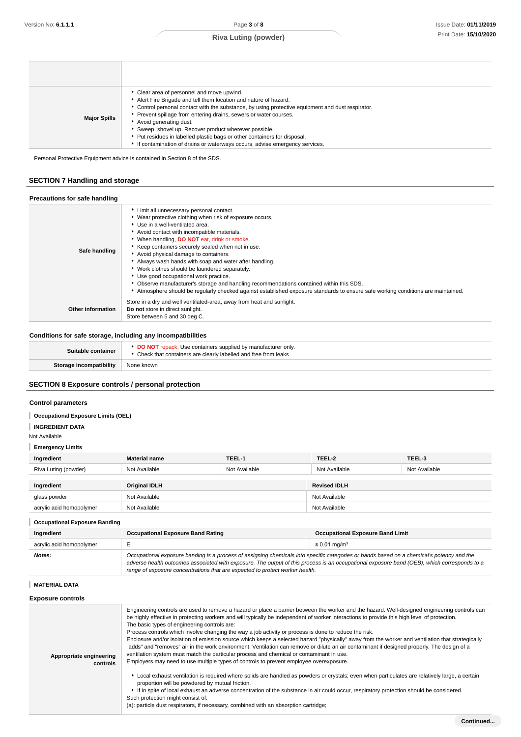| | |
|---|---|
| | |
| **Major Spills** | • Clear area of personnel and move upwind.<br>• Alert Fire Brigade and tell them location and nature of hazard.<br>• Control personal contact with the substance, by using protective equipment and dust respirator.<br>• Prevent spillage from entering drains, sewers or water courses.<br>• Avoid generating dust.<br>• Sweep, shovel up. Recover product wherever possible.<br>• Put residues in labelled plastic bags or other containers for disposal.<br>• If contamination of drains or waterways occurs, advise emergency services. |

Personal Protective Equipment advice is contained in Section 8 of the SDS.

## SECTION 7 Handling and storage

### Precautions for safe handling

| | |
|---|---|
| **Safe handling** | • Limit all unnecessary personal contact.<br>• Wear protective clothing when risk of exposure occurs.<br>• Use in a well-ventilated area.<br>• Avoid contact with incompatible materials.<br>• When handling, **DO NOT** eat, drink or smoke.<br>• Keep containers securely sealed when not in use.<br>• Avoid physical damage to containers.<br>• Always wash hands with soap and water after handling.<br>• Work clothes should be laundered separately.<br>• Use good occupational work practice.<br>• Observe manufacturer's storage and handling recommendations contained within this SDS.<br>• Atmosphere should be regularly checked against established exposure standards to ensure safe working conditions are maintained. |
| **Other information** | Store in a dry and well ventilated-area, away from heat and sunlight.<br>**Do not** store in direct sunlight.<br>Store between 5 and 30 deg C. |

### Conditions for safe storage, including any incompatibilities

| | |
|---|---|
| **Suitable container** | • **DO NOT** repack. Use containers supplied by manufacturer only.<br>• Check that containers are clearly labelled and free from leaks |
| **Storage incompatibility** | None known |

## SECTION 8 Exposure controls / personal protection

### Control parameters

**Occupational Exposure Limits (OEL)**

**INGREDIENT DATA**

Not Available

**Emergency Limits**

| Ingredient | Material name | TEEL-1 | TEEL-2 | TEEL-3 |
|---|---|---|---|---|
| Riva Luting (powder) | Not Available | Not Available | Not Available | Not Available |

| Ingredient | Original IDLH | Revised IDLH |
|---|---|---|
| glass powder | Not Available | Not Available |
| acrylic acid homopolymer | Not Available | Not Available |

**Occupational Exposure Banding**

| Ingredient | Occupational Exposure Band Rating | Occupational Exposure Band Limit |
|---|---|---|
| acrylic acid homopolymer | E | ≤ 0.01 mg/m³ |
| ***Notes:*** | *Occupational exposure banding is a process of assigning chemicals into specific categories or bands based on a chemical's potency and the adverse health outcomes associated with exposure. The output of this process is an occupational exposure band (OEB), which corresponds to a range of exposure concentrations that are expected to protect worker health.* | |

**MATERIAL DATA**

### Exposure controls

| | |
|---|---|
| **Appropriate engineering controls** | Engineering controls are used to remove a hazard or place a barrier between the worker and the hazard. Well-designed engineering controls can be highly effective in protecting workers and will typically be independent of worker interactions to provide this high level of protection.<br>The basic types of engineering controls are:<br>Process controls which involve changing the way a job activity or process is done to reduce the risk.<br>Enclosure and/or isolation of emission source which keeps a selected hazard "physically" away from the worker and ventilation that strategically "adds" and "removes" air in the work environment. Ventilation can remove or dilute an air contaminant if designed properly. The design of a ventilation system must match the particular process and chemical or contaminant in use.<br>Employers may need to use multiple types of controls to prevent employee overexposure.<br><br>• Local exhaust ventilation is required where solids are handled as powders or crystals; even when particulates are relatively large, a certain proportion will be powdered by mutual friction.<br>• If in spite of local exhaust an adverse concentration of the substance in air could occur, respiratory protection should be considered.<br>Such protection might consist of:<br>(a): particle dust respirators, if necessary, combined with an absorption cartridge; |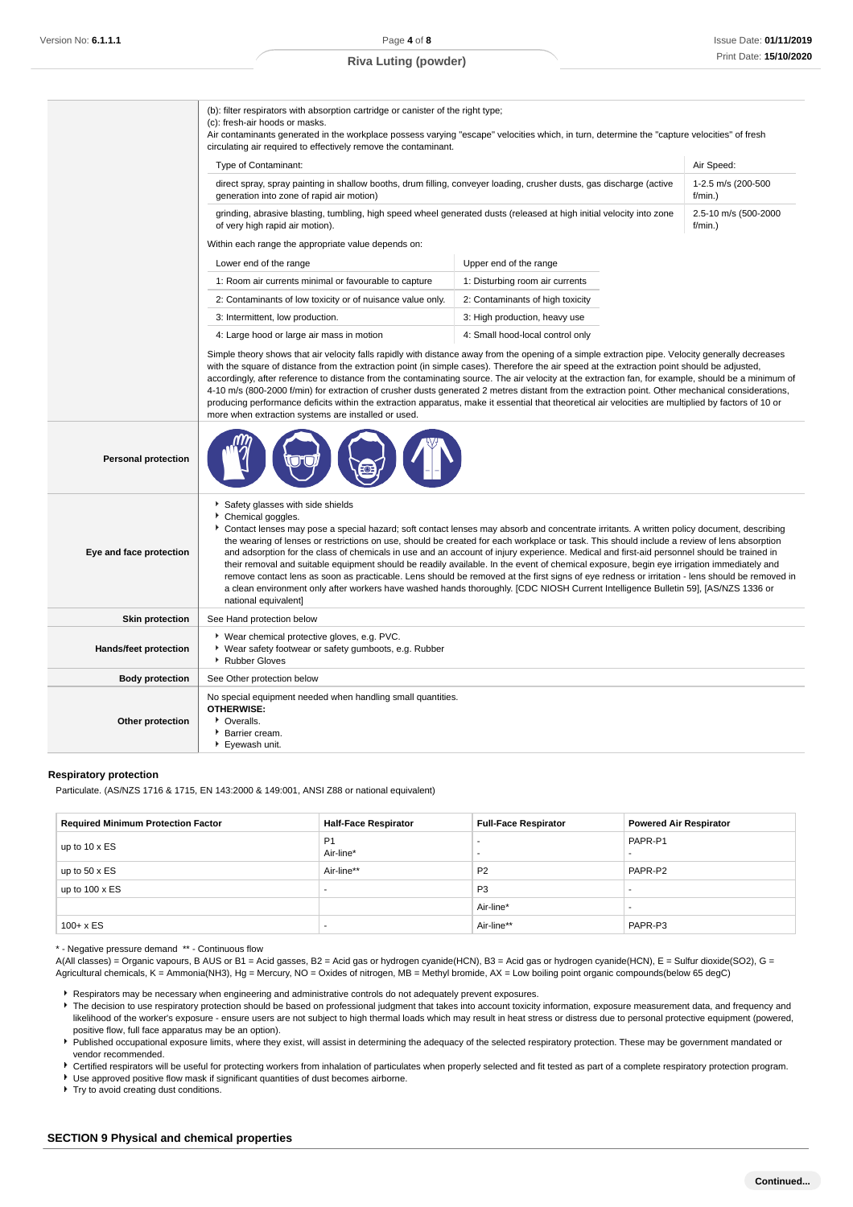| | |
|---|---|
| | (b): filter respirators with absorption cartridge or canister of the right type;<br>(c): fresh-air hoods or masks.<br>Air contaminants generated in the workplace possess varying "escape" velocities which, in turn, determine the "capture velocities" of fresh circulating air required to effectively remove the contaminant.<br><br>Type of Contaminant: / Air Speed:<br>direct spray, spray painting in shallow booths, drum filling, conveyer loading, crusher dusts, gas discharge (active generation into zone of rapid air motion) / 1-2.5 m/s (200-500 f/min.)<br>grinding, abrasive blasting, tumbling, high speed wheel generated dusts (released at high initial velocity into zone of very high rapid air motion). / 2.5-10 m/s (500-2000 f/min.)<br><br>Within each range the appropriate value depends on:<br><br>Lower end of the range / Upper end of the range<br>1: Room air currents minimal or favourable to capture / 1: Disturbing room air currents<br>2: Contaminants of low toxicity or of nuisance value only. / 2: Contaminants of high toxicity<br>3: Intermittent, low production. / 3: High production, heavy use<br>4: Large hood or large air mass in motion / 4: Small hood-local control only<br><br>Simple theory shows that air velocity falls rapidly with distance away from the opening of a simple extraction pipe. Velocity generally decreases with the square of distance from the extraction point (in simple cases). Therefore the air speed at the extraction point should be adjusted, accordingly, after reference to distance from the contaminating source. The air velocity at the extraction fan, for example, should be a minimum of 4-10 m/s (800-2000 f/min) for extraction of crusher dusts generated 2 metres distant from the extraction point. Other mechanical considerations, producing performance deficits within the extraction apparatus, make it essential that theoretical air velocities are multiplied by factors of 10 or more when extraction systems are installed or used. |
| **Personal protection** | |
| **Eye and face protection** | - Safety glasses with side shields<br>- Chemical goggles.<br>- Contact lenses may pose a special hazard; soft contact lenses may absorb and concentrate irritants. A written policy document, describing the wearing of lenses or restrictions on use, should be created for each workplace or task. This should include a review of lens absorption and adsorption for the class of chemicals in use and an account of injury experience. Medical and first-aid personnel should be trained in their removal and suitable equipment should be readily available. In the event of chemical exposure, begin eye irrigation immediately and remove contact lens as soon as practicable. Lens should be removed at the first signs of eye redness or irritation - lens should be removed in a clean environment only after workers have washed hands thoroughly. [CDC NIOSH Current Intelligence Bulletin 59], [AS/NZS 1336 or national equivalent] |
| **Skin protection** | See Hand protection below |
| **Hands/feet protection** | - Wear chemical protective gloves, e.g. PVC.<br>- Wear safety footwear or safety gumboots, e.g. Rubber<br>- Rubber Gloves |
| **Body protection** | See Other protection below |
| **Other protection** | No special equipment needed when handling small quantities.<br>**OTHERWISE:**<br>- Overalls.<br>- Barrier cream.<br>- Eyewash unit. |

### Respiratory protection

Particulate. (AS/NZS 1716 & 1715, EN 143:2000 & 149:001, ANSI Z88 or national equivalent)

| Required Minimum Protection Factor | Half-Face Respirator | Full-Face Respirator | Powered Air Respirator |
|---|---|---|---|
| up to 10 x ES | P1<br>Air-line* | -<br>- | PAPR-P1<br>- |
| up to 50 x ES | Air-line** | P2 | PAPR-P2 |
| up to 100 x ES | - | P3 | - |
| | | Air-line* | - |
| 100+ x ES | - | Air-line** | PAPR-P3 |

\* - Negative pressure demand ** - Continuous flow

A(All classes) = Organic vapours, B AUS or B1 = Acid gasses, B2 = Acid gas or hydrogen cyanide(HCN), B3 = Acid gas or hydrogen cyanide(HCN), E = Sulfur dioxide(SO2), G = Agricultural chemicals, K = Ammonia(NH3), Hg = Mercury, NO = Oxides of nitrogen, MB = Methyl bromide, AX = Low boiling point organic compounds(below 65 degC)

- Respirators may be necessary when engineering and administrative controls do not adequately prevent exposures.
- The decision to use respiratory protection should be based on professional judgment that takes into account toxicity information, exposure measurement data, and frequency and likelihood of the worker's exposure - ensure users are not subject to high thermal loads which may result in heat stress or distress due to personal protective equipment (powered, positive flow, full face apparatus may be an option).
- Published occupational exposure limits, where they exist, will assist in determining the adequacy of the selected respiratory protection. These may be government mandated or vendor recommended.
- Certified respirators will be useful for protecting workers from inhalation of particulates when properly selected and fit tested as part of a complete respiratory protection program.
- Use approved positive flow mask if significant quantities of dust becomes airborne.
- Try to avoid creating dust conditions.

## SECTION 9 Physical and chemical properties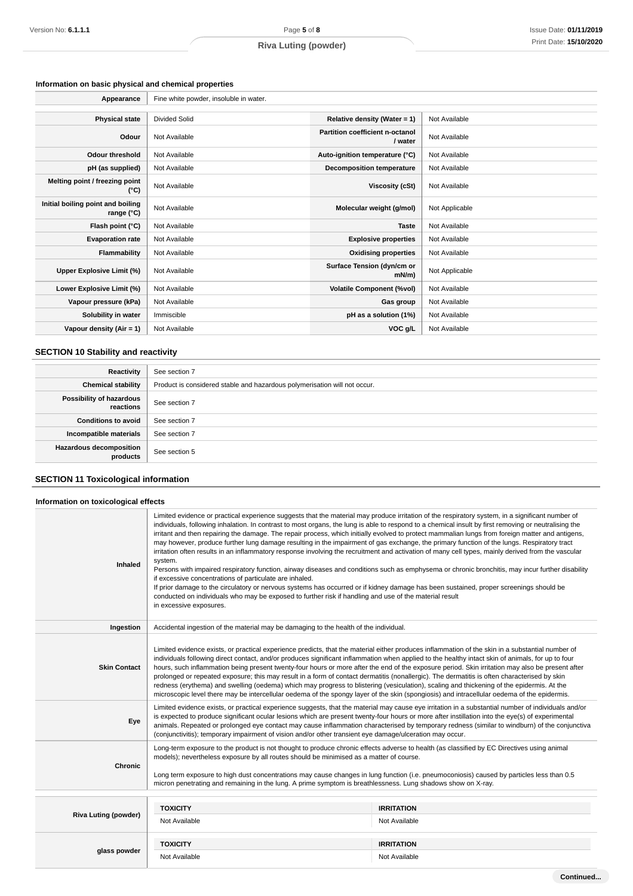### Information on basic physical and chemical properties

| | |
|---|---|
| **Appearance** | Fine white powder, insoluble in water. |

| | | | |
|---|---|---|---|
| **Physical state** | Divided Solid | **Relative density (Water = 1)** | Not Available |
| **Odour** | Not Available | **Partition coefficient n-octanol / water** | Not Available |
| **Odour threshold** | Not Available | **Auto-ignition temperature (°C)** | Not Available |
| **pH (as supplied)** | Not Available | **Decomposition temperature** | Not Available |
| **Melting point / freezing point (°C)** | Not Available | **Viscosity (cSt)** | Not Available |
| **Initial boiling point and boiling range (°C)** | Not Available | **Molecular weight (g/mol)** | Not Applicable |
| **Flash point (°C)** | Not Available | **Taste** | Not Available |
| **Evaporation rate** | Not Available | **Explosive properties** | Not Available |
| **Flammability** | Not Available | **Oxidising properties** | Not Available |
| **Upper Explosive Limit (%)** | Not Available | **Surface Tension (dyn/cm or mN/m)** | Not Applicable |
| **Lower Explosive Limit (%)** | Not Available | **Volatile Component (%vol)** | Not Available |
| **Vapour pressure (kPa)** | Not Available | **Gas group** | Not Available |
| **Solubility in water** | Immiscible | **pH as a solution (1%)** | Not Available |
| **Vapour density (Air = 1)** | Not Available | **VOC g/L** | Not Available |

## SECTION 10 Stability and reactivity

| | |
|---|---|
| **Reactivity** | See section 7 |
| **Chemical stability** | Product is considered stable and hazardous polymerisation will not occur. |
| **Possibility of hazardous reactions** | See section 7 |
| **Conditions to avoid** | See section 7 |
| **Incompatible materials** | See section 7 |
| **Hazardous decomposition products** | See section 5 |

## SECTION 11 Toxicological information

### Information on toxicological effects

| | |
|---|---|
| **Inhaled** | Limited evidence or practical experience suggests that the material may produce irritation of the respiratory system, in a significant number of individuals, following inhalation. In contrast to most organs, the lung is able to respond to a chemical insult by first removing or neutralising the irritant and then repairing the damage. The repair process, which initially evolved to protect mammalian lungs from foreign matter and antigens, may however, produce further lung damage resulting in the impairment of gas exchange, the primary function of the lungs. Respiratory tract irritation often results in an inflammatory response involving the recruitment and activation of many cell types, mainly derived from the vascular system.<br>Persons with impaired respiratory function, airway diseases and conditions such as emphysema or chronic bronchitis, may incur further disability if excessive concentrations of particulate are inhaled.<br>If prior damage to the circulatory or nervous systems has occurred or if kidney damage has been sustained, proper screenings should be conducted on individuals who may be exposed to further risk if handling and use of the material result in excessive exposures. |
| **Ingestion** | Accidental ingestion of the material may be damaging to the health of the individual. |
| **Skin Contact** | Limited evidence exists, or practical experience predicts, that the material either produces inflammation of the skin in a substantial number of individuals following direct contact, and/or produces significant inflammation when applied to the healthy intact skin of animals, for up to four hours, such inflammation being present twenty-four hours or more after the end of the exposure period. Skin irritation may also be present after prolonged or repeated exposure; this may result in a form of contact dermatitis (nonallergic). The dermatitis is often characterised by skin redness (erythema) and swelling (oedema) which may progress to blistering (vesiculation), scaling and thickening of the epidermis. At the microscopic level there may be intercellular oedema of the spongy layer of the skin (spongiosis) and intracellular oedema of the epidermis. |
| **Eye** | Limited evidence exists, or practical experience suggests, that the material may cause eye irritation in a substantial number of individuals and/or is expected to produce significant ocular lesions which are present twenty-four hours or more after instillation into the eye(s) of experimental animals. Repeated or prolonged eye contact may cause inflammation characterised by temporary redness (similar to windburn) of the conjunctiva (conjunctivitis); temporary impairment of vision and/or other transient eye damage/ulceration may occur. |
| **Chronic** | Long-term exposure to the product is not thought to produce chronic effects adverse to health (as classified by EC Directives using animal models); nevertheless exposure by all routes should be minimised as a matter of course.<br><br>Long term exposure to high dust concentrations may cause changes in lung function (i.e. pneumoconiosis) caused by particles less than 0.5 micron penetrating and remaining in the lung. A prime symptom is breathlessness. Lung shadows show on X-ray. |

| | | |
|---|---|---|
| **Riva Luting (powder)** | **TOXICITY** | **IRRITATION** |
| | Not Available | Not Available |
| **glass powder** | **TOXICITY** | **IRRITATION** |
| | Not Available | Not Available |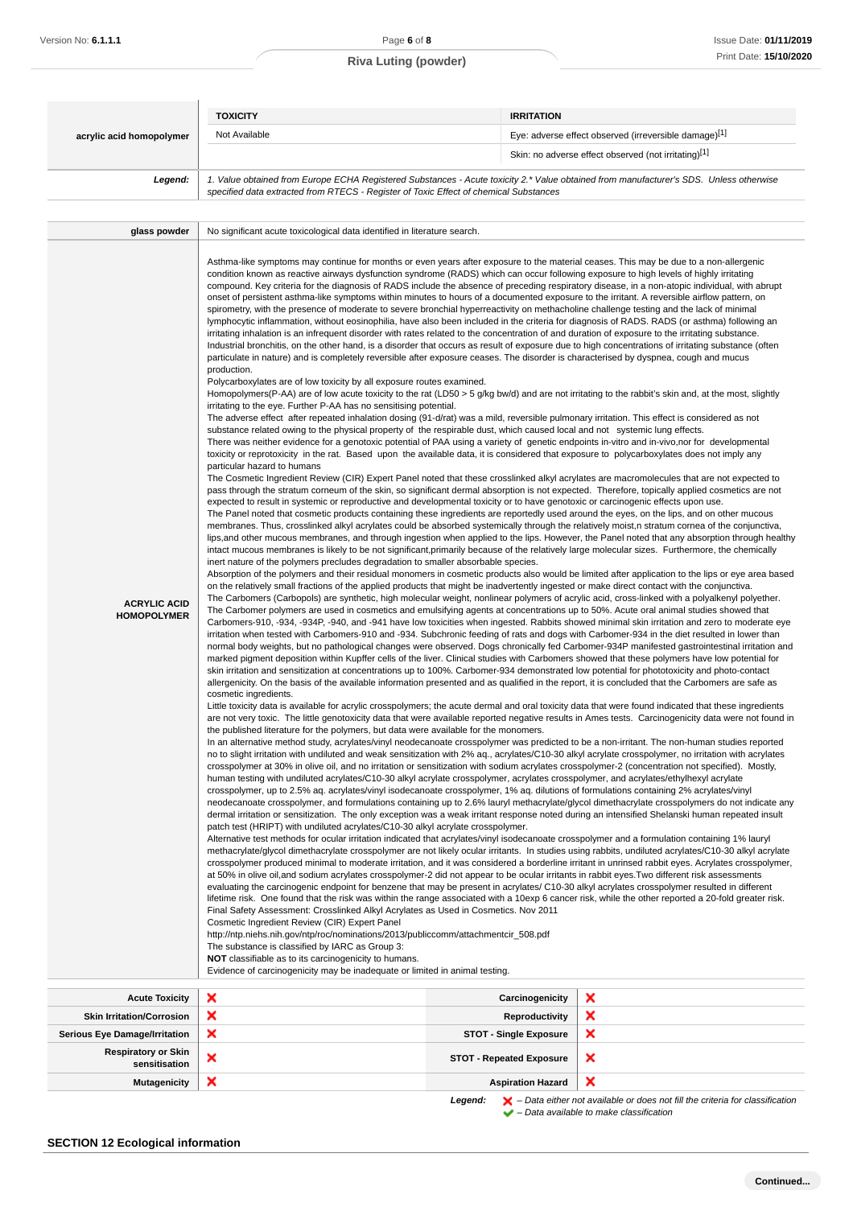| | TOXICITY | IRRITATION |
|---|---|---|
| acrylic acid homopolymer | Not Available | Eye: adverse effect observed (irreversible damage)[1] |
| | | Skin: no adverse effect observed (not irritating)[1] |
| ***Legend:*** | *1. Value obtained from Europe ECHA Registered Substances - Acute toxicity 2.* Value obtained from manufacturer's SDS. Unless otherwise specified data extracted from RTECS - Register of Toxic Effect of chemical Substances* | |

| | |
|---|---|
| **glass powder** | No significant acute toxicological data identified in literature search. |
| **ACRYLIC ACID HOMOPOLYMER** | Asthma-like symptoms may continue for months or even years after exposure to the material ceases. This may be due to a non-allergenic condition known as reactive airways dysfunction syndrome (RADS) which can occur following exposure to high levels of highly irritating compound. Key criteria for the diagnosis of RADS include the absence of preceding respiratory disease, in a non-atopic individual, with abrupt onset of persistent asthma-like symptoms within minutes to hours of a documented exposure to the irritant. A reversible airflow pattern, on spirometry, with the presence of moderate to severe bronchial hyperreactivity on methacholine challenge testing and the lack of minimal lymphocytic inflammation, without eosinophilia, have also been included in the criteria for diagnosis of RADS. RADS (or asthma) following an irritating inhalation is an infrequent disorder with rates related to the concentration of and duration of exposure to the irritating substance. Industrial bronchitis, on the other hand, is a disorder that occurs as result of exposure due to high concentrations of irritating substance (often particulate in nature) and is completely reversible after exposure ceases. The disorder is characterised by dyspnea, cough and mucus production.<br>Polycarboxylates are of low toxicity by all exposure routes examined.<br>Homopolymers(P-AA) are of low acute toxicity to the rat (LD50 > 5 g/kg bw/d) and are not irritating to the rabbit's skin and, at the most, slightly irritating to the eye. Further P-AA has no sensitising potential.<br>The adverse effect after repeated inhalation dosing (91-d/rat) was a mild, reversible pulmonary irritation. This effect is considered as not substance related owing to the physical property of the respirable dust, which caused local and not systemic lung effects.<br>There was neither evidence for a genotoxic potential of PAA using a variety of genetic endpoints in-vitro and in-vivo,nor for developmental toxicity or reprotoxicity in the rat. Based upon the available data, it is considered that exposure to polycarboxylates does not imply any particular hazard to humans<br>The Cosmetic Ingredient Review (CIR) Expert Panel noted that these crosslinked alkyl acrylates are macromolecules that are not expected to pass through the stratum corneum of the skin, so significant dermal absorption is not expected. Therefore, topically applied cosmetics are not expected to result in systemic or reproductive and developmental toxicity or to have genotoxic or carcinogenic effects upon use.<br>The Panel noted that cosmetic products containing these ingredients are reportedly used around the eyes, on the lips, and on other mucous membranes. Thus, crosslinked alkyl acrylates could be absorbed systemically through the relatively moist,n stratum cornea of the conjunctiva, lips,and other mucous membranes, and through ingestion when applied to the lips. However, the Panel noted that any absorption through healthy intact mucous membranes is likely to be not significant,primarily because of the relatively large molecular sizes. Furthermore, the chemically inert nature of the polymers precludes degradation to smaller absorbable species.<br>Absorption of the polymers and their residual monomers in cosmetic products also would be limited after application to the lips or eye area based on the relatively small fractions of the applied products that might be inadvertently ingested or make direct contact with the conjunctiva.<br>The Carbomers (Carbopols) are synthetic, high molecular weight, nonlinear polymers of acrylic acid, cross-linked with a polyalkenyl polyether. The Carbomer polymers are used in cosmetics and emulsifying agents at concentrations up to 50%. Acute oral animal studies showed that Carbomers-910, -934, -934P, -940, and -941 have low toxicities when ingested. Rabbits showed minimal skin irritation and zero to moderate eye irritation when tested with Carbomers-910 and -934. Subchronic feeding of rats and dogs with Carbomer-934 in the diet resulted in lower than normal body weights, but no pathological changes were observed. Dogs chronically fed Carbomer-934P manifested gastrointestinal irritation and marked pigment deposition within Kupffer cells of the liver. Clinical studies with Carbomers showed that these polymers have low potential for skin irritation and sensitization at concentrations up to 100%. Carbomer-934 demonstrated low potential for phototoxicity and photo-contact allergenicity. On the basis of the available information presented and as qualified in the report, it is concluded that the Carbomers are safe as cosmetic ingredients.<br>Little toxicity data is available for acrylic crosspolymers; the acute dermal and oral toxicity data that were found indicated that these ingredients are not very toxic. The little genotoxicity data that were available reported negative results in Ames tests. Carcinogenicity data were not found in the published literature for the polymers, but data were available for the monomers.<br>In an alternative method study, acrylates/vinyl neodecanoate crosspolymer was predicted to be a non-irritant. The non-human studies reported no to slight irritation with undiluted and weak sensitization with 2% aq., acrylates/C10-30 alkyl acrylate crosspolymer, no irritation with acrylates crosspolymer at 30% in olive oil, and no irritation or sensitization with sodium acrylates crosspolymer-2 (concentration not specified). Mostly, human testing with undiluted acrylates/C10-30 alkyl acrylate crosspolymer, acrylates crosspolymer, and acrylates/ethylhexyl acrylate crosspolymer, up to 2.5% aq. acrylates/vinyl isodecanoate crosspolymer, 1% aq. dilutions of formulations containing 2% acrylates/vinyl neodecanoate crosspolymer, and formulations containing up to 2.6% lauryl methacrylate/glycol dimethacrylate crosspolymers do not indicate any dermal irritation or sensitization. The only exception was a weak irritant response noted during an intensified Shelanski human repeated insult patch test (HRIPT) with undiluted acrylates/C10-30 alkyl acrylate crosspolymer.<br>Alternative test methods for ocular irritation indicated that acrylates/vinyl isodecanoate crosspolymer and a formulation containing 1% lauryl methacrylate/glycol dimethacrylate crosspolymer are not likely ocular irritants. In studies using rabbits, undiluted acrylates/C10-30 alkyl acrylate crosspolymer produced minimal to moderate irritation, and it was considered a borderline irritant in unrinsed rabbit eyes. Acrylates crosspolymer, at 50% in olive oil,and sodium acrylates crosspolymer-2 did not appear to be ocular irritants in rabbit eyes.Two different risk assessments evaluating the carcinogenic endpoint for benzene that may be present in acrylates/ C10-30 alkyl acrylates crosspolymer resulted in different lifetime risk. One found that the risk was within the range associated with a 10exp 6 cancer risk, while the other reported a 20-fold greater risk.<br>Final Safety Assessment: Crosslinked Alkyl Acrylates as Used in Cosmetics. Nov 2011<br>Cosmetic Ingredient Review (CIR) Expert Panel<br>http://ntp.niehs.nih.gov/ntp/roc/nominations/2013/publiccomm/attachmentcir_508.pdf<br>The substance is classified by IARC as Group 3:<br>**NOT** classifiable as to its carcinogenicity to humans.<br>Evidence of carcinogenicity may be inadequate or limited in animal testing. |

| | | | |
|---|---|---|---|
| **Acute Toxicity** | ✘ | **Carcinogenicity** | ✘ |
| **Skin Irritation/Corrosion** | ✘ | **Reproductivity** | ✘ |
| **Serious Eye Damage/Irritation** | ✘ | **STOT - Single Exposure** | ✘ |
| **Respiratory or Skin sensitisation** | ✘ | **STOT - Repeated Exposure** | ✘ |
| **Mutagenicity** | ✘ | **Aspiration Hazard** | ✘ |

***Legend:*** ✘ *– Data either not available or does not fill the criteria for classification*
✔ *– Data available to make classification*

## SECTION 12 Ecological information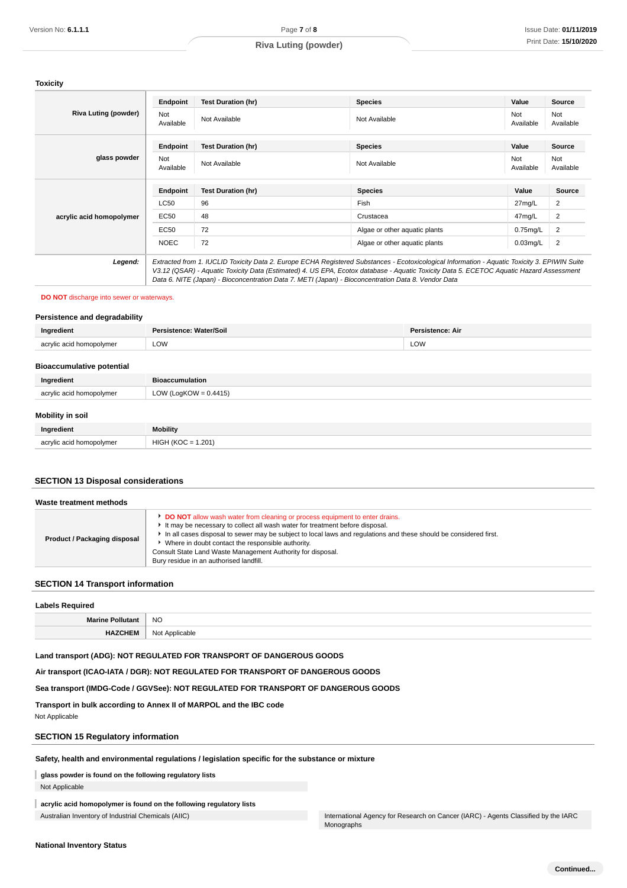### Toxicity

| | | | | | |
|---|---|---|---|---|---|
| **Riva Luting (powder)** | **Endpoint** | **Test Duration (hr)** | **Species** | **Value** | **Source** |
| | Not Available | Not Available | Not Available | Not Available | Not Available |
| **glass powder** | **Endpoint** | **Test Duration (hr)** | **Species** | **Value** | **Source** |
| | Not Available | Not Available | Not Available | Not Available | Not Available |
| **acrylic acid homopolymer** | **Endpoint** | **Test Duration (hr)** | **Species** | **Value** | **Source** |
| | LC50 | 96 | Fish | 27mg/L | 2 |
| | EC50 | 48 | Crustacea | 47mg/L | 2 |
| | EC50 | 72 | Algae or other aquatic plants | 0.75mg/L | 2 |
| | NOEC | 72 | Algae or other aquatic plants | 0.03mg/L | 2 |
| ***Legend:*** | *Extracted from 1. IUCLID Toxicity Data 2. Europe ECHA Registered Substances - Ecotoxicological Information - Aquatic Toxicity 3. EPIWIN Suite V3.12 (QSAR) - Aquatic Toxicity Data (Estimated) 4. US EPA, Ecotox database - Aquatic Toxicity Data 5. ECETOC Aquatic Hazard Assessment Data 6. NITE (Japan) - Bioconcentration Data 7. METI (Japan) - Bioconcentration Data 8. Vendor Data* | | | | |

**DO NOT** discharge into sewer or waterways.

### Persistence and degradability

| Ingredient | Persistence: Water/Soil | Persistence: Air |
|---|---|---|
| acrylic acid homopolymer | LOW | LOW |

### Bioaccumulative potential

| Ingredient | Bioaccumulation |
|---|---|
| acrylic acid homopolymer | LOW (LogKOW = 0.4415) |

### Mobility in soil

| Ingredient | Mobility |
|---|---|
| acrylic acid homopolymer | HIGH (KOC = 1.201) |

## SECTION 13 Disposal considerations

### Waste treatment methods

| | |
|---|---|
| **Product / Packaging disposal** | ‣ **DO NOT** allow wash water from cleaning or process equipment to enter drains.<br>‣ It may be necessary to collect all wash water for treatment before disposal.<br>‣ In all cases disposal to sewer may be subject to local laws and regulations and these should be considered first.<br>‣ Where in doubt contact the responsible authority.<br>Consult State Land Waste Management Authority for disposal.<br>Bury residue in an authorised landfill. |

## SECTION 14 Transport information

### Labels Required

| | |
|---|---|
| **Marine Pollutant** | NO |
| **HAZCHEM** | Not Applicable |

**Land transport (ADG): NOT REGULATED FOR TRANSPORT OF DANGEROUS GOODS**

**Air transport (ICAO-IATA / DGR): NOT REGULATED FOR TRANSPORT OF DANGEROUS GOODS**

**Sea transport (IMDG-Code / GGVSee): NOT REGULATED FOR TRANSPORT OF DANGEROUS GOODS**

**Transport in bulk according to Annex II of MARPOL and the IBC code**

Not Applicable

## SECTION 15 Regulatory information

### Safety, health and environmental regulations / legislation specific for the substance or mixture

**glass powder is found on the following regulatory lists**

Not Applicable

**acrylic acid homopolymer is found on the following regulatory lists**

| | |
|---|---|
| Australian Inventory of Industrial Chemicals (AIIC) | International Agency for Research on Cancer (IARC) - Agents Classified by the IARC Monographs |

### National Inventory Status

Continued...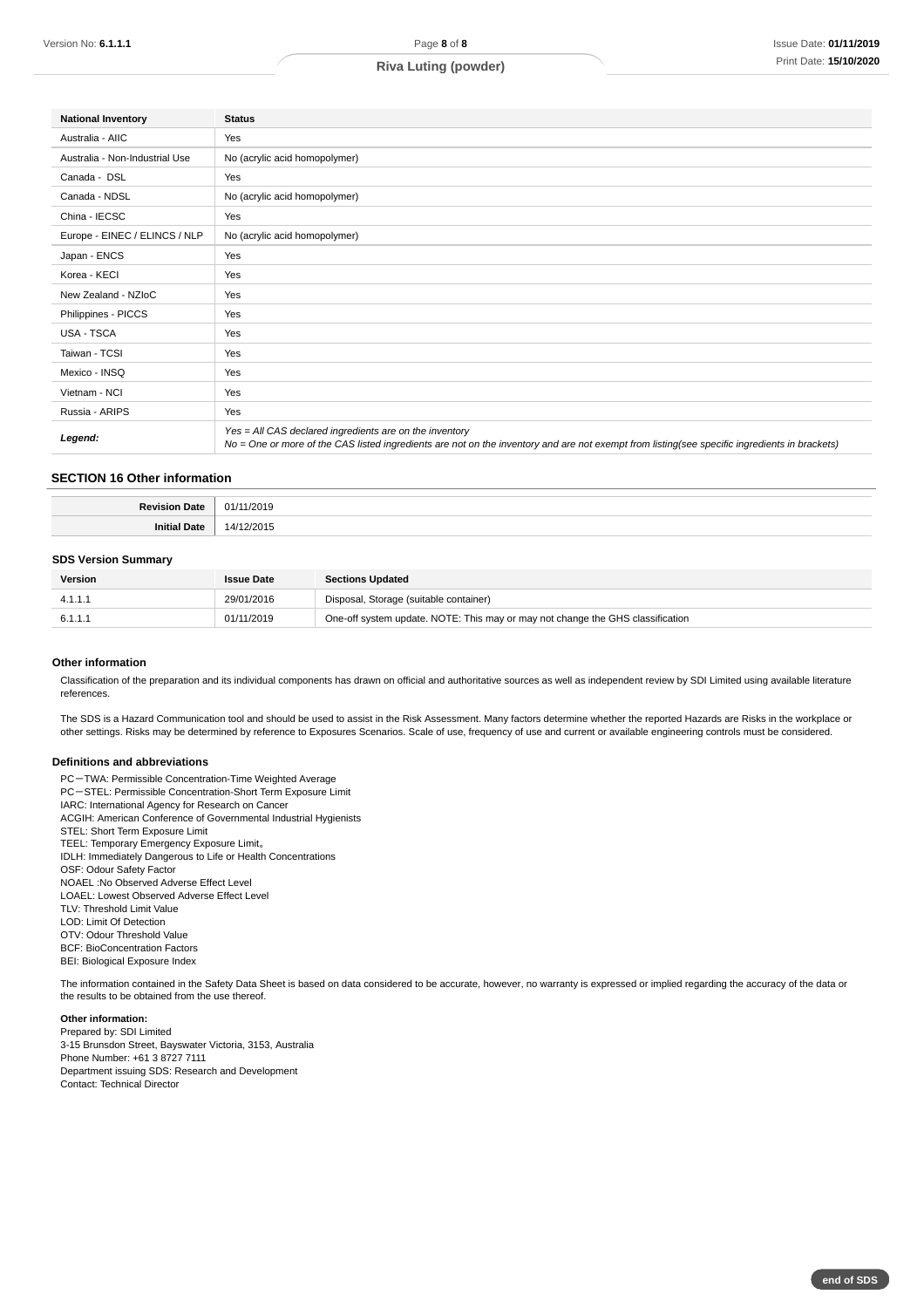| National Inventory | Status |
| --- | --- |
| Australia - AIIC | Yes |
| Australia - Non-Industrial Use | No (acrylic acid homopolymer) |
| Canada - DSL | Yes |
| Canada - NDSL | No (acrylic acid homopolymer) |
| China - IECSC | Yes |
| Europe - EINEC / ELINCS / NLP | No (acrylic acid homopolymer) |
| Japan - ENCS | Yes |
| Korea - KECI | Yes |
| New Zealand - NZIoC | Yes |
| Philippines - PICCS | Yes |
| USA - TSCA | Yes |
| Taiwan - TCSI | Yes |
| Mexico - INSQ | Yes |
| Vietnam - NCI | Yes |
| Russia - ARIPS | Yes |
| ***Legend:*** | *Yes = All CAS declared ingredients are on the inventory*<br>*No = One or more of the CAS listed ingredients are not on the inventory and are not exempt from listing(see specific ingredients in brackets)* |

## SECTION 16 Other information

| | |
| --- | --- |
| **Revision Date** | 01/11/2019 |
| **Initial Date** | 14/12/2015 |

### SDS Version Summary

| Version | Issue Date | Sections Updated |
| --- | --- | --- |
| 4.1.1.1 | 29/01/2016 | Disposal, Storage (suitable container) |
| 6.1.1.1 | 01/11/2019 | One-off system update. NOTE: This may or may not change the GHS classification |

### Other information

Classification of the preparation and its individual components has drawn on official and authoritative sources as well as independent review by SDI Limited using available literature references.

The SDS is a Hazard Communication tool and should be used to assist in the Risk Assessment. Many factors determine whether the reported Hazards are Risks in the workplace or other settings. Risks may be determined by reference to Exposures Scenarios. Scale of use, frequency of use and current or available engineering controls must be considered.

### Definitions and abbreviations

PC－TWA: Permissible Concentration-Time Weighted Average
PC－STEL: Permissible Concentration-Short Term Exposure Limit
IARC: International Agency for Research on Cancer
ACGIH: American Conference of Governmental Industrial Hygienists
STEL: Short Term Exposure Limit
TEEL: Temporary Emergency Exposure Limit。
IDLH: Immediately Dangerous to Life or Health Concentrations
OSF: Odour Safety Factor
NOAEL :No Observed Adverse Effect Level
LOAEL: Lowest Observed Adverse Effect Level
TLV: Threshold Limit Value
LOD: Limit Of Detection
OTV: Odour Threshold Value
BCF: BioConcentration Factors
BEI: Biological Exposure Index

The information contained in the Safety Data Sheet is based on data considered to be accurate, however, no warranty is expressed or implied regarding the accuracy of the data or the results to be obtained from the use thereof.

**Other information:**
Prepared by: SDI Limited
3-15 Brunsdon Street, Bayswater Victoria, 3153, Australia
Phone Number: +61 3 8727 7111
Department issuing SDS: Research and Development
Contact: Technical Director

**end of SDS**